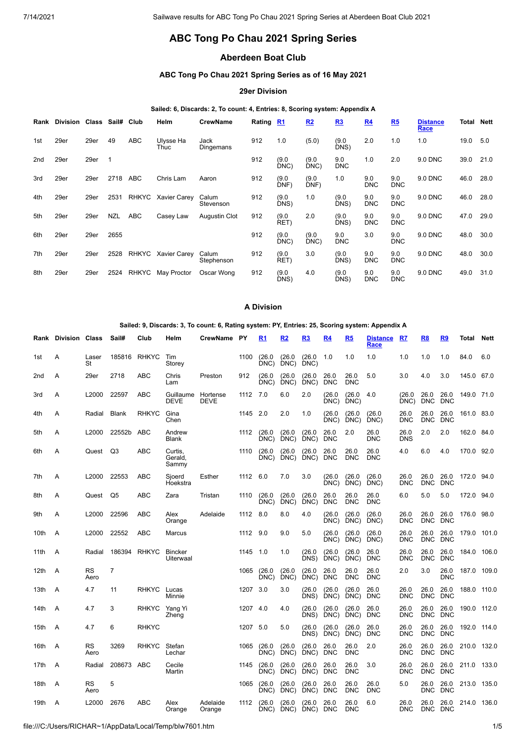# ABC Tong Po Chau 2021 Spring Series

## Aberdeen Boat Club

### ABC Tong Po Chau 2021 Spring Series as of 16 May 2021

#### 29er Division

**Sailed: 6, Discards: 2, To count: 4, Entries: 8, Scoring system: Appendix A**

| Rank | Division | Class | Sail# | Club | Helm | CrewName | Rating | R1 | R2 | R3 | R4 | R5 | Distance Race | Total | Nett |
|---|---|---|---|---|---|---|---|---|---|---|---|---|---|---|---|
| 1st | 29er | 29er | 49 | ABC | Ulysse Ha Thuc | Jack Dingemans | 912 | 1.0 | (5.0) | (9.0 DNS) | 2.0 | 1.0 | 1.0 | 19.0 | 5.0 |
| 2nd | 29er | 29er | 1 | | | | 912 | (9.0 DNC) | (9.0 DNC) | 9.0 DNC | 1.0 | 2.0 | 9.0 DNC | 39.0 | 21.0 |
| 3rd | 29er | 29er | 2718 | ABC | Chris Lam | Aaron | 912 | (9.0 DNF) | (9.0 DNF) | 1.0 | 9.0 DNC | 9.0 DNC | 9.0 DNC | 46.0 | 28.0 |
| 4th | 29er | 29er | 2531 | RHKYC | Xavier Carey | Calum Stevenson | 912 | (9.0 DNS) | 1.0 | (9.0 DNS) | 9.0 DNC | 9.0 DNC | 9.0 DNC | 46.0 | 28.0 |
| 5th | 29er | 29er | NZL | ABC | Casey Law | Augustin Clot | 912 | (9.0 RET) | 2.0 | (9.0 DNS) | 9.0 DNC | 9.0 DNC | 9.0 DNC | 47.0 | 29.0 |
| 6th | 29er | 29er | 2655 | | | | 912 | (9.0 DNC) | (9.0 DNC) | 9.0 DNC | 3.0 | 9.0 DNC | 9.0 DNC | 48.0 | 30.0 |
| 7th | 29er | 29er | 2528 | RHKYC | Xavier Carey | Calum Stephenson | 912 | (9.0 RET) | 3.0 | (9.0 DNS) | 9.0 DNC | 9.0 DNC | 9.0 DNC | 48.0 | 30.0 |
| 8th | 29er | 29er | 2524 | RHKYC | May Proctor | Oscar Wong | 912 | (9.0 DNS) | 4.0 | (9.0 DNS) | 9.0 DNC | 9.0 DNC | 9.0 DNC | 49.0 | 31.0 |

#### A Division

**Sailed: 9, Discards: 3, To count: 6, Rating system: PY, Entries: 25, Scoring system: Appendix A**

| Rank | Division | Class | Sail# | Club | Helm | CrewName | PY | R1 | R2 | R3 | R4 | R5 | Distance Race | R7 | R8 | R9 | Total | Nett |
|---|---|---|---|---|---|---|---|---|---|---|---|---|---|---|---|---|---|---|
| 1st | A | Laser St | 185816 | RHKYC | Tim Storey | | 1100 | (26.0 DNC) | (26.0 DNC) | (26.0 DNC) | 1.0 | 1.0 | 1.0 | 1.0 | 1.0 | 1.0 | 84.0 | 6.0 |
| 2nd | A | 29er | 2718 | ABC | Chris Lam | Preston | 912 | (26.0 DNC) | (26.0 DNC) | (26.0 DNC) | 26.0 DNC | 26.0 DNC | 5.0 | 3.0 | 4.0 | 3.0 | 145.0 | 67.0 |
| 3rd | A | L2000 | 22597 | ABC | Guillaume DEVE | Hortense DEVE | 1112 | 7.0 | 6.0 | 2.0 | (26.0 DNC) | (26.0 DNC) | 4.0 | (26.0 DNC) | 26.0 DNC | 26.0 DNC | 149.0 | 71.0 |
| 4th | A | Radial | Blank | RHKYC | Gina Chen | | 1145 | 2.0 | 2.0 | 1.0 | (26.0 DNC) | (26.0 DNC) | (26.0 DNC) | 26.0 DNC | 26.0 DNC | 26.0 DNC | 161.0 | 83.0 |
| 5th | A | L2000 | 22552b | ABC | Andrew Blank | | 1112 | (26.0 DNC) | (26.0 DNC) | (26.0 DNC) | 26.0 DNC | 2.0 | 26.0 DNC | 26.0 DNS | 2.0 | 2.0 | 162.0 | 84.0 |
| 6th | A | Quest | Q3 | ABC | Curtis, Gerald, Sammy | | 1110 | (26.0 DNC) | (26.0 DNC) | (26.0 DNC) | 26.0 DNC | 26.0 DNC | 26.0 DNC | 4.0 | 6.0 | 4.0 | 170.0 | 92.0 |
| 7th | A | L2000 | 22553 | ABC | Sjoerd Hoekstra | Esther | 1112 | 6.0 | 7.0 | 3.0 | (26.0 DNC) | (26.0 DNC) | (26.0 DNC) | 26.0 DNC | 26.0 DNC | 26.0 DNC | 172.0 | 94.0 |
| 8th | A | Quest | Q5 | ABC | Zara | Tristan | 1110 | (26.0 DNC) | (26.0 DNC) | (26.0 DNC) | 26.0 DNC | 26.0 DNC | 26.0 DNC | 6.0 | 5.0 | 5.0 | 172.0 | 94.0 |
| 9th | A | L2000 | 22596 | ABC | Alex Orange | Adelaide | 1112 | 8.0 | 8.0 | 4.0 | (26.0 DNC) | (26.0 DNC) | (26.0 DNC) | 26.0 DNC | 26.0 DNC | 26.0 DNC | 176.0 | 98.0 |
| 10th | A | L2000 | 22552 | ABC | Marcus | | 1112 | 9.0 | 9.0 | 5.0 | (26.0 DNC) | (26.0 DNC) | (26.0 DNC) | 26.0 DNC | 26.0 DNC | 26.0 DNC | 179.0 | 101.0 |
| 11th | A | Radial | 186394 | RHKYC | Bincker Uiterwaal | | 1145 | 1.0 | 1.0 | (26.0 DNS) | (26.0 DNC) | (26.0 DNC) | 26.0 DNC | 26.0 DNC | 26.0 DNC | 26.0 DNC | 184.0 | 106.0 |
| 12th | A | RS Aero | 7 | | | | 1065 | (26.0 DNC) | (26.0 DNC) | (26.0 DNC) | 26.0 DNC | 26.0 DNC | 26.0 DNC | 2.0 | 3.0 | 26.0 DNC | 187.0 | 109.0 |
| 13th | A | 4.7 | 11 | RHKYC | Lucas Minnie | | 1207 | 3.0 | 3.0 | (26.0 DNS) | (26.0 DNC) | (26.0 DNC) | 26.0 DNC | 26.0 DNC | 26.0 DNC | 26.0 DNC | 188.0 | 110.0 |
| 14th | A | 4.7 | 3 | RHKYC | Yang Yi Zheng | | 1207 | 4.0 | 4.0 | (26.0 DNS) | (26.0 DNC) | (26.0 DNC) | 26.0 DNC | 26.0 DNC | 26.0 DNC | 26.0 DNC | 190.0 | 112.0 |
| 15th | A | 4.7 | 6 | RHKYC | | | 1207 | 5.0 | 5.0 | (26.0 DNS) | (26.0 DNC) | (26.0 DNC) | 26.0 DNC | 26.0 DNC | 26.0 DNC | 26.0 DNC | 192.0 | 114.0 |
| 16th | A | RS Aero | 3269 | RHKYC | Stefan Lechar | | 1065 | (26.0 DNC) | (26.0 DNC) | (26.0 DNC) | 26.0 DNC | 26.0 DNC | 2.0 | 26.0 DNC | 26.0 DNC | 26.0 DNC | 210.0 | 132.0 |
| 17th | A | Radial | 208673 | ABC | Cecile Martin | | 1145 | (26.0 DNC) | (26.0 DNC) | (26.0 DNC) | 26.0 DNC | 26.0 DNC | 3.0 | 26.0 DNC | 26.0 DNC | 26.0 DNC | 211.0 | 133.0 |
| 18th | A | RS Aero | 5 | | | | 1065 | (26.0 DNC) | (26.0 DNC) | (26.0 DNC) | 26.0 DNC | 26.0 DNC | 26.0 DNC | 5.0 | 26.0 DNC | 26.0 DNC | 213.0 | 135.0 |
| 19th | A | L2000 | 2676 | ABC | Alex Orange | Adelaide Orange | 1112 | (26.0 DNC) | (26.0 DNC) | (26.0 DNC) | 26.0 DNC | 26.0 DNC | 6.0 | 26.0 DNC | 26.0 DNC | 26.0 DNC | 214.0 | 136.0 |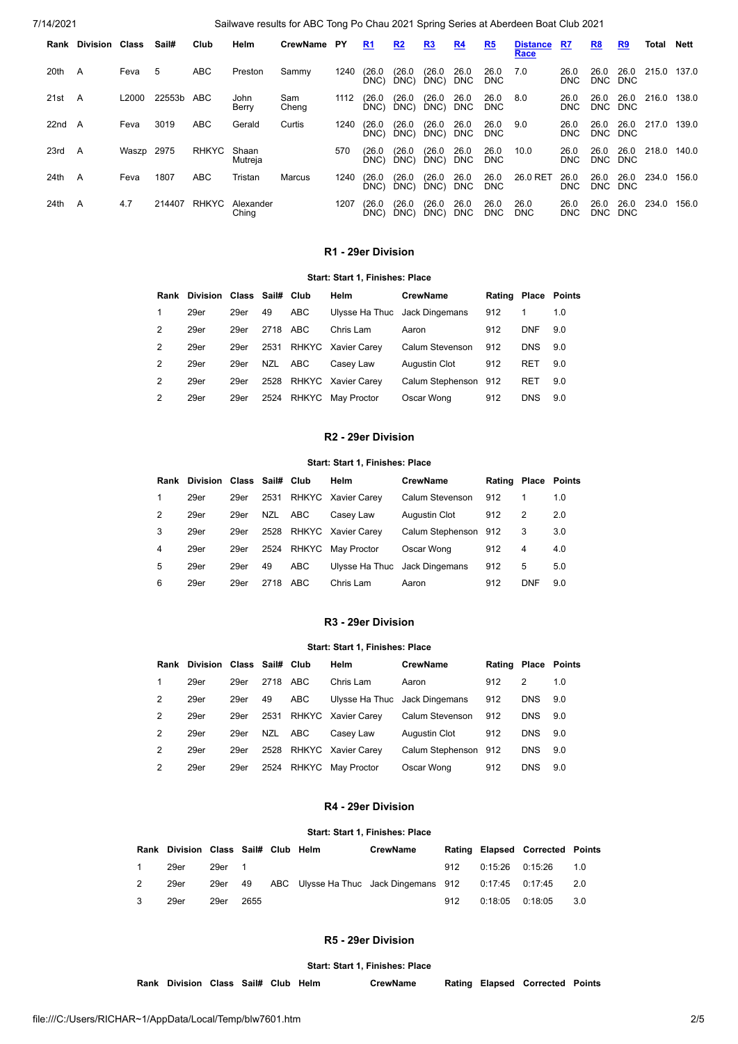| Rank | Division | Class | Sail# | Club | Helm | CrewName | PY | R1 | R2 | R3 | R4 | R5 | Distance Race | R7 | R8 | R9 | Total | Nett |
|---|---|---|---|---|---|---|---|---|---|---|---|---|---|---|---|---|---|---|
| 20th | A | Feva | 5 | ABC | Preston | Sammy | 1240 | (26.0 DNC) | (26.0 DNC) | (26.0 DNC) | 26.0 DNC | 26.0 DNC | 7.0 | 26.0 DNC | 26.0 DNC | 26.0 DNC | 215.0 | 137.0 |
| 21st | A | L2000 | 22553b | ABC | John Berry | Sam Cheng | 1112 | (26.0 DNC) | (26.0 DNC) | (26.0 DNC) | 26.0 DNC | 26.0 DNC | 8.0 | 26.0 DNC | 26.0 DNC | 26.0 DNC | 216.0 | 138.0 |
| 22nd | A | Feva | 3019 | ABC | Gerald | Curtis | 1240 | (26.0 DNC) | (26.0 DNC) | (26.0 DNC) | 26.0 DNC | 26.0 DNC | 9.0 | 26.0 DNC | 26.0 DNC | 26.0 DNC | 217.0 | 139.0 |
| 23rd | A | Waszp | 2975 | RHKYC | Shaan Mutreja | | 570 | (26.0 DNC) | (26.0 DNC) | (26.0 DNC) | 26.0 DNC | 26.0 DNC | 10.0 | 26.0 DNC | 26.0 DNC | 26.0 DNC | 218.0 | 140.0 |
| 24th | A | Feva | 1807 | ABC | Tristan | Marcus | 1240 | (26.0 DNC) | (26.0 DNC) | (26.0 DNC) | 26.0 DNC | 26.0 DNC | 26.0 RET | 26.0 DNC | 26.0 DNC | 26.0 DNC | 234.0 | 156.0 |
| 24th | A | 4.7 | 214407 | RHKYC | Alexander Ching | | 1207 | (26.0 DNC) | (26.0 DNC) | (26.0 DNC) | 26.0 DNC | 26.0 DNC | 26.0 DNC | 26.0 DNC | 26.0 DNC | 26.0 DNC | 234.0 | 156.0 |

### R1 - 29er Division

**Start: Start 1, Finishes: Place**

| Rank | Division | Class | Sail# | Club | Helm | CrewName | Rating | Place | Points |
|---|---|---|---|---|---|---|---|---|---|
| 1 | 29er | 29er | 49 | ABC | Ulysse Ha Thuc | Jack Dingemans | 912 | 1 | 1.0 |
| 2 | 29er | 29er | 2718 | ABC | Chris Lam | Aaron | 912 | DNF | 9.0 |
| 2 | 29er | 29er | 2531 | RHKYC | Xavier Carey | Calum Stevenson | 912 | DNS | 9.0 |
| 2 | 29er | 29er | NZL | ABC | Casey Law | Augustin Clot | 912 | RET | 9.0 |
| 2 | 29er | 29er | 2528 | RHKYC | Xavier Carey | Calum Stephenson | 912 | RET | 9.0 |
| 2 | 29er | 29er | 2524 | RHKYC | May Proctor | Oscar Wong | 912 | DNS | 9.0 |

### R2 - 29er Division

**Start: Start 1, Finishes: Place**

| Rank | Division | Class | Sail# | Club | Helm | CrewName | Rating | Place | Points |
|---|---|---|---|---|---|---|---|---|---|
| 1 | 29er | 29er | 2531 | RHKYC | Xavier Carey | Calum Stevenson | 912 | 1 | 1.0 |
| 2 | 29er | 29er | NZL | ABC | Casey Law | Augustin Clot | 912 | 2 | 2.0 |
| 3 | 29er | 29er | 2528 | RHKYC | Xavier Carey | Calum Stephenson | 912 | 3 | 3.0 |
| 4 | 29er | 29er | 2524 | RHKYC | May Proctor | Oscar Wong | 912 | 4 | 4.0 |
| 5 | 29er | 29er | 49 | ABC | Ulysse Ha Thuc | Jack Dingemans | 912 | 5 | 5.0 |
| 6 | 29er | 29er | 2718 | ABC | Chris Lam | Aaron | 912 | DNF | 9.0 |

### R3 - 29er Division

**Start: Start 1, Finishes: Place**

| Rank | Division | Class | Sail# | Club | Helm | CrewName | Rating | Place | Points |
|---|---|---|---|---|---|---|---|---|---|
| 1 | 29er | 29er | 2718 | ABC | Chris Lam | Aaron | 912 | 2 | 1.0 |
| 2 | 29er | 29er | 49 | ABC | Ulysse Ha Thuc | Jack Dingemans | 912 | DNS | 9.0 |
| 2 | 29er | 29er | 2531 | RHKYC | Xavier Carey | Calum Stevenson | 912 | DNS | 9.0 |
| 2 | 29er | 29er | NZL | ABC | Casey Law | Augustin Clot | 912 | DNS | 9.0 |
| 2 | 29er | 29er | 2528 | RHKYC | Xavier Carey | Calum Stephenson | 912 | DNS | 9.0 |
| 2 | 29er | 29er | 2524 | RHKYC | May Proctor | Oscar Wong | 912 | DNS | 9.0 |

### R4 - 29er Division

**Start: Start 1, Finishes: Place**

| Rank | Division | Class | Sail# | Club | Helm | CrewName | Rating | Elapsed | Corrected | Points |
|---|---|---|---|---|---|---|---|---|---|---|
| 1 | 29er | 29er | 1 | | | | 912 | 0:15:26 | 0:15:26 | 1.0 |
| 2 | 29er | 29er | 49 | ABC | Ulysse Ha Thuc | Jack Dingemans | 912 | 0:17:45 | 0:17:45 | 2.0 |
| 3 | 29er | 29er | 2655 | | | | 912 | 0:18:05 | 0:18:05 | 3.0 |

### R5 - 29er Division

**Start: Start 1, Finishes: Place**

| Rank | Division | Class | Sail# | Club | Helm | CrewName | Rating | Elapsed | Corrected | Points |
|---|---|---|---|---|---|---|---|---|---|---|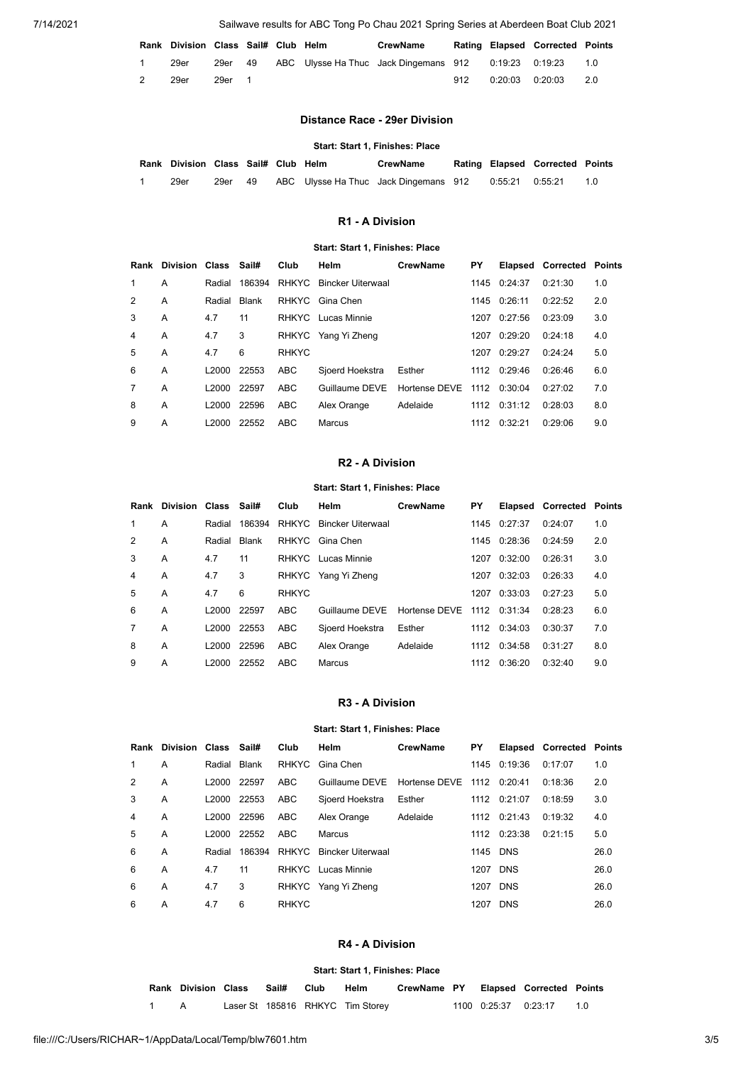| Rank | Division | Class | Sail# | Club | Helm | CrewName | Rating | Elapsed | Corrected | Points |
|---|---|---|---|---|---|---|---|---|---|---|
| 1 | 29er | 29er | 49 | ABC | Ulysse Ha Thuc | Jack Dingemans | 912 | 0:19:23 | 0:19:23 | 1.0 |
| 2 | 29er | 29er | 1 | | | | 912 | 0:20:03 | 0:20:03 | 2.0 |

### Distance Race - 29er Division

**Start: Start 1, Finishes: Place**

| Rank | Division | Class | Sail# | Club | Helm | CrewName | Rating | Elapsed | Corrected | Points |
|---|---|---|---|---|---|---|---|---|---|---|
| 1 | 29er | 29er | 49 | ABC | Ulysse Ha Thuc | Jack Dingemans | 912 | 0:55:21 | 0:55:21 | 1.0 |

### R1 - A Division

**Start: Start 1, Finishes: Place**

| Rank | Division | Class | Sail# | Club | Helm | CrewName | PY | Elapsed | Corrected | Points |
|---|---|---|---|---|---|---|---|---|---|---|
| 1 | A | Radial | 186394 | RHKYC | Bincker Uiterwaal | | 1145 | 0:24:37 | 0:21:30 | 1.0 |
| 2 | A | Radial | Blank | RHKYC | Gina Chen | | 1145 | 0:26:11 | 0:22:52 | 2.0 |
| 3 | A | 4.7 | 11 | RHKYC | Lucas Minnie | | 1207 | 0:27:56 | 0:23:09 | 3.0 |
| 4 | A | 4.7 | 3 | RHKYC | Yang Yi Zheng | | 1207 | 0:29:20 | 0:24:18 | 4.0 |
| 5 | A | 4.7 | 6 | RHKYC | | | 1207 | 0:29:27 | 0:24:24 | 5.0 |
| 6 | A | L2000 | 22553 | ABC | Sjoerd Hoekstra | Esther | 1112 | 0:29:46 | 0:26:46 | 6.0 |
| 7 | A | L2000 | 22597 | ABC | Guillaume DEVE | Hortense DEVE | 1112 | 0:30:04 | 0:27:02 | 7.0 |
| 8 | A | L2000 | 22596 | ABC | Alex Orange | Adelaide | 1112 | 0:31:12 | 0:28:03 | 8.0 |
| 9 | A | L2000 | 22552 | ABC | Marcus | | 1112 | 0:32:21 | 0:29:06 | 9.0 |

### R2 - A Division

**Start: Start 1, Finishes: Place**

| Rank | Division | Class | Sail# | Club | Helm | CrewName | PY | Elapsed | Corrected | Points |
|---|---|---|---|---|---|---|---|---|---|---|
| 1 | A | Radial | 186394 | RHKYC | Bincker Uiterwaal | | 1145 | 0:27:37 | 0:24:07 | 1.0 |
| 2 | A | Radial | Blank | RHKYC | Gina Chen | | 1145 | 0:28:36 | 0:24:59 | 2.0 |
| 3 | A | 4.7 | 11 | RHKYC | Lucas Minnie | | 1207 | 0:32:00 | 0:26:31 | 3.0 |
| 4 | A | 4.7 | 3 | RHKYC | Yang Yi Zheng | | 1207 | 0:32:03 | 0:26:33 | 4.0 |
| 5 | A | 4.7 | 6 | RHKYC | | | 1207 | 0:33:03 | 0:27:23 | 5.0 |
| 6 | A | L2000 | 22597 | ABC | Guillaume DEVE | Hortense DEVE | 1112 | 0:31:34 | 0:28:23 | 6.0 |
| 7 | A | L2000 | 22553 | ABC | Sjoerd Hoekstra | Esther | 1112 | 0:34:03 | 0:30:37 | 7.0 |
| 8 | A | L2000 | 22596 | ABC | Alex Orange | Adelaide | 1112 | 0:34:58 | 0:31:27 | 8.0 |
| 9 | A | L2000 | 22552 | ABC | Marcus | | 1112 | 0:36:20 | 0:32:40 | 9.0 |

### R3 - A Division

**Start: Start 1, Finishes: Place**

| Rank | Division | Class | Sail# | Club | Helm | CrewName | PY | Elapsed | Corrected | Points |
|---|---|---|---|---|---|---|---|---|---|---|
| 1 | A | Radial | Blank | RHKYC | Gina Chen | | 1145 | 0:19:36 | 0:17:07 | 1.0 |
| 2 | A | L2000 | 22597 | ABC | Guillaume DEVE | Hortense DEVE | 1112 | 0:20:41 | 0:18:36 | 2.0 |
| 3 | A | L2000 | 22553 | ABC | Sjoerd Hoekstra | Esther | 1112 | 0:21:07 | 0:18:59 | 3.0 |
| 4 | A | L2000 | 22596 | ABC | Alex Orange | Adelaide | 1112 | 0:21:43 | 0:19:32 | 4.0 |
| 5 | A | L2000 | 22552 | ABC | Marcus | | 1112 | 0:23:38 | 0:21:15 | 5.0 |
| 6 | A | Radial | 186394 | RHKYC | Bincker Uiterwaal | | 1145 | DNS | | 26.0 |
| 6 | A | 4.7 | 11 | RHKYC | Lucas Minnie | | 1207 | DNS | | 26.0 |
| 6 | A | 4.7 | 3 | RHKYC | Yang Yi Zheng | | 1207 | DNS | | 26.0 |
| 6 | A | 4.7 | 6 | RHKYC | | | 1207 | DNS | | 26.0 |

### R4 - A Division

**Start: Start 1, Finishes: Place**

| Rank | Division | Class | Sail# | Club | Helm | CrewName | PY | Elapsed | Corrected | Points |
|---|---|---|---|---|---|---|---|---|---|---|
| 1 | A | Laser St | 185816 | RHKYC | Tim Storey | | 1100 | 0:25:37 | 0:23:17 | 1.0 |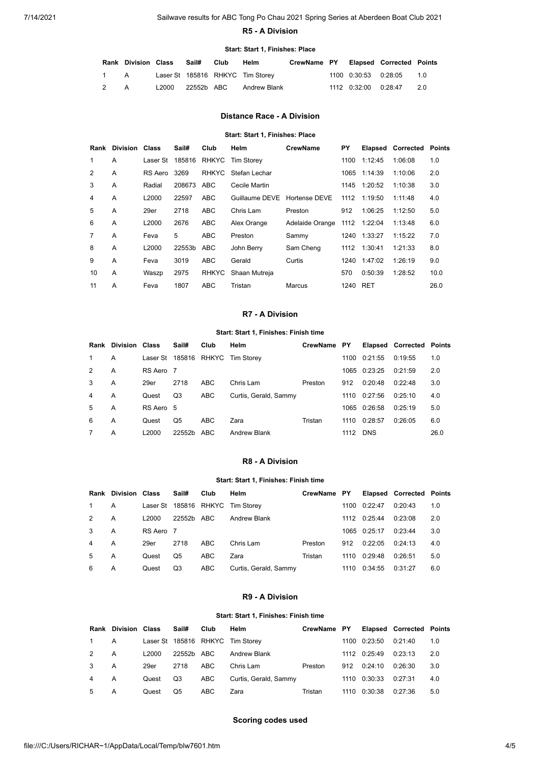### R5 - A Division

**Start: Start 1, Finishes: Place**

| Rank | Division | Class | Sail# | Club | Helm | CrewName | PY | Elapsed | Corrected | Points |
|---|---|---|---|---|---|---|---|---|---|---|
| 1 | A | Laser St | 185816 | RHKYC | Tim Storey | | 1100 | 0:30:53 | 0:28:05 | 1.0 |
| 2 | A | L2000 | 22552b | ABC | Andrew Blank | | 1112 | 0:32:00 | 0:28:47 | 2.0 |

### Distance Race - A Division

**Start: Start 1, Finishes: Place**

| Rank | Division | Class | Sail# | Club | Helm | CrewName | PY | Elapsed | Corrected | Points |
|---|---|---|---|---|---|---|---|---|---|---|
| 1 | A | Laser St | 185816 | RHKYC | Tim Storey | | 1100 | 1:12:45 | 1:06:08 | 1.0 |
| 2 | A | RS Aero | 3269 | RHKYC | Stefan Lechar | | 1065 | 1:14:39 | 1:10:06 | 2.0 |
| 3 | A | Radial | 208673 | ABC | Cecile Martin | | 1145 | 1:20:52 | 1:10:38 | 3.0 |
| 4 | A | L2000 | 22597 | ABC | Guillaume DEVE | Hortense DEVE | 1112 | 1:19:50 | 1:11:48 | 4.0 |
| 5 | A | 29er | 2718 | ABC | Chris Lam | Preston | 912 | 1:06:25 | 1:12:50 | 5.0 |
| 6 | A | L2000 | 2676 | ABC | Alex Orange | Adelaide Orange | 1112 | 1:22:04 | 1:13:48 | 6.0 |
| 7 | A | Feva | 5 | ABC | Preston | Sammy | 1240 | 1:33:27 | 1:15:22 | 7.0 |
| 8 | A | L2000 | 22553b | ABC | John Berry | Sam Cheng | 1112 | 1:30:41 | 1:21:33 | 8.0 |
| 9 | A | Feva | 3019 | ABC | Gerald | Curtis | 1240 | 1:47:02 | 1:26:19 | 9.0 |
| 10 | A | Waszp | 2975 | RHKYC | Shaan Mutreja | | 570 | 0:50:39 | 1:28:52 | 10.0 |
| 11 | A | Feva | 1807 | ABC | Tristan | Marcus | 1240 | RET | | 26.0 |

### R7 - A Division

**Start: Start 1, Finishes: Finish time**

| Rank | Division | Class | Sail# | Club | Helm | CrewName | PY | Elapsed | Corrected | Points |
|---|---|---|---|---|---|---|---|---|---|---|
| 1 | A | Laser St | 185816 | RHKYC | Tim Storey | | 1100 | 0:21:55 | 0:19:55 | 1.0 |
| 2 | A | RS Aero | 7 | | | | 1065 | 0:23:25 | 0:21:59 | 2.0 |
| 3 | A | 29er | 2718 | ABC | Chris Lam | Preston | 912 | 0:20:48 | 0:22:48 | 3.0 |
| 4 | A | Quest | Q3 | ABC | Curtis, Gerald, Sammy | | 1110 | 0:27:56 | 0:25:10 | 4.0 |
| 5 | A | RS Aero | 5 | | | | 1065 | 0:26:58 | 0:25:19 | 5.0 |
| 6 | A | Quest | Q5 | ABC | Zara | Tristan | 1110 | 0:28:57 | 0:26:05 | 6.0 |
| 7 | A | L2000 | 22552b | ABC | Andrew Blank | | 1112 | DNS | | 26.0 |

### R8 - A Division

**Start: Start 1, Finishes: Finish time**

| Rank | Division | Class | Sail# | Club | Helm | CrewName | PY | Elapsed | Corrected | Points |
|---|---|---|---|---|---|---|---|---|---|---|
| 1 | A | Laser St | 185816 | RHKYC | Tim Storey | | 1100 | 0:22:47 | 0:20:43 | 1.0 |
| 2 | A | L2000 | 22552b | ABC | Andrew Blank | | 1112 | 0:25:44 | 0:23:08 | 2.0 |
| 3 | A | RS Aero | 7 | | | | 1065 | 0:25:17 | 0:23:44 | 3.0 |
| 4 | A | 29er | 2718 | ABC | Chris Lam | Preston | 912 | 0:22:05 | 0:24:13 | 4.0 |
| 5 | A | Quest | Q5 | ABC | Zara | Tristan | 1110 | 0:29:48 | 0:26:51 | 5.0 |
| 6 | A | Quest | Q3 | ABC | Curtis, Gerald, Sammy | | 1110 | 0:34:55 | 0:31:27 | 6.0 |

### R9 - A Division

**Start: Start 1, Finishes: Finish time**

| Rank | Division | Class | Sail# | Club | Helm | CrewName | PY | Elapsed | Corrected | Points |
|---|---|---|---|---|---|---|---|---|---|---|
| 1 | A | Laser St | 185816 | RHKYC | Tim Storey | | 1100 | 0:23:50 | 0:21:40 | 1.0 |
| 2 | A | L2000 | 22552b | ABC | Andrew Blank | | 1112 | 0:25:49 | 0:23:13 | 2.0 |
| 3 | A | 29er | 2718 | ABC | Chris Lam | Preston | 912 | 0:24:10 | 0:26:30 | 3.0 |
| 4 | A | Quest | Q3 | ABC | Curtis, Gerald, Sammy | | 1110 | 0:30:33 | 0:27:31 | 4.0 |
| 5 | A | Quest | Q5 | ABC | Zara | Tristan | 1110 | 0:30:38 | 0:27:36 | 5.0 |

### Scoring codes used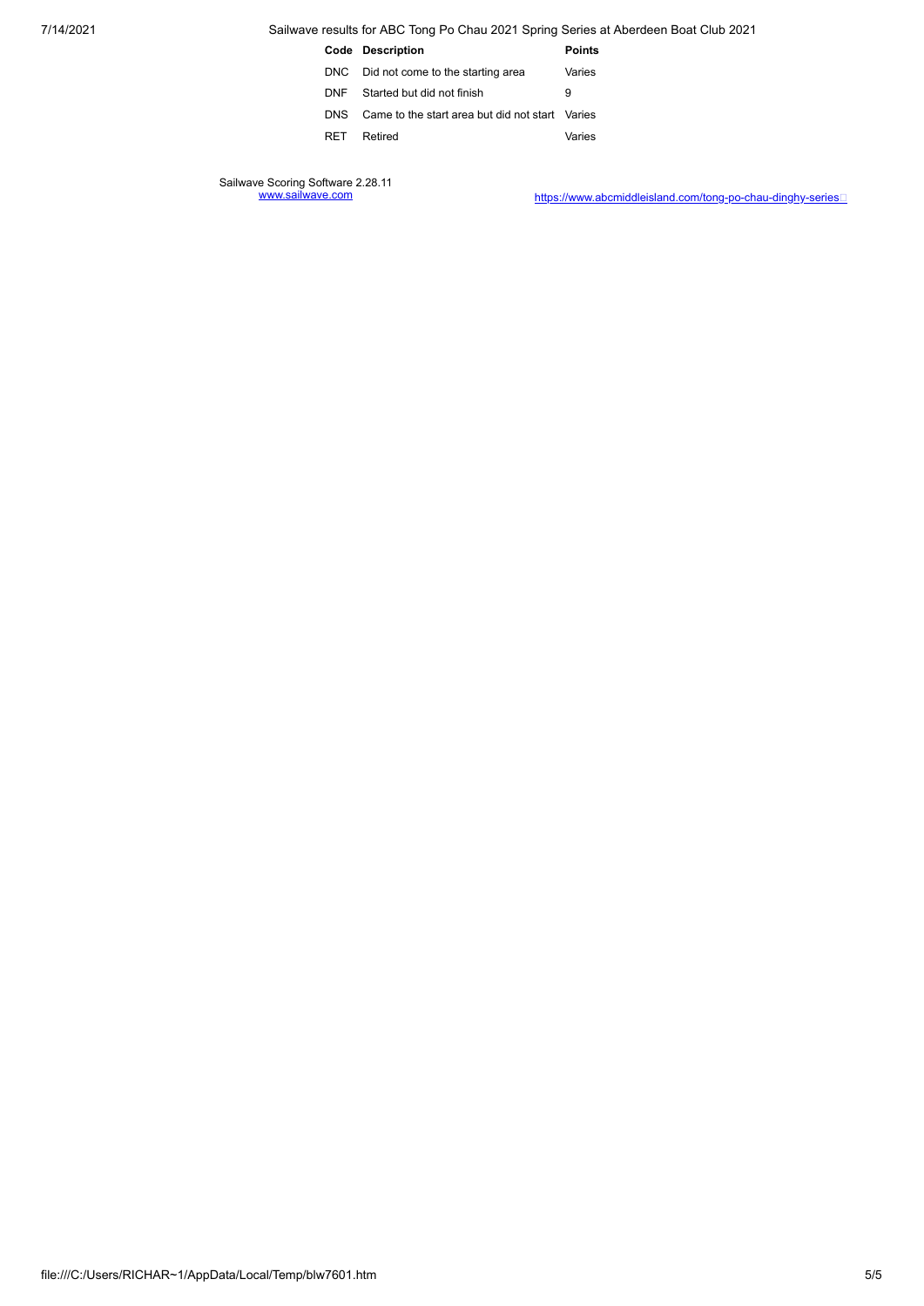| Code | Description | Points |
|---|---|---|
| DNC | Did not come to the starting area | Varies |
| DNF | Started but did not finish | 9 |
| DNS | Came to the start area but did not start | Varies |
| RET | Retired | Varies |

Sailwave Scoring Software 2.28.11
www.sailwave.com

https://www.abcmiddleisland.com/tong-po-chau-dinghy-series